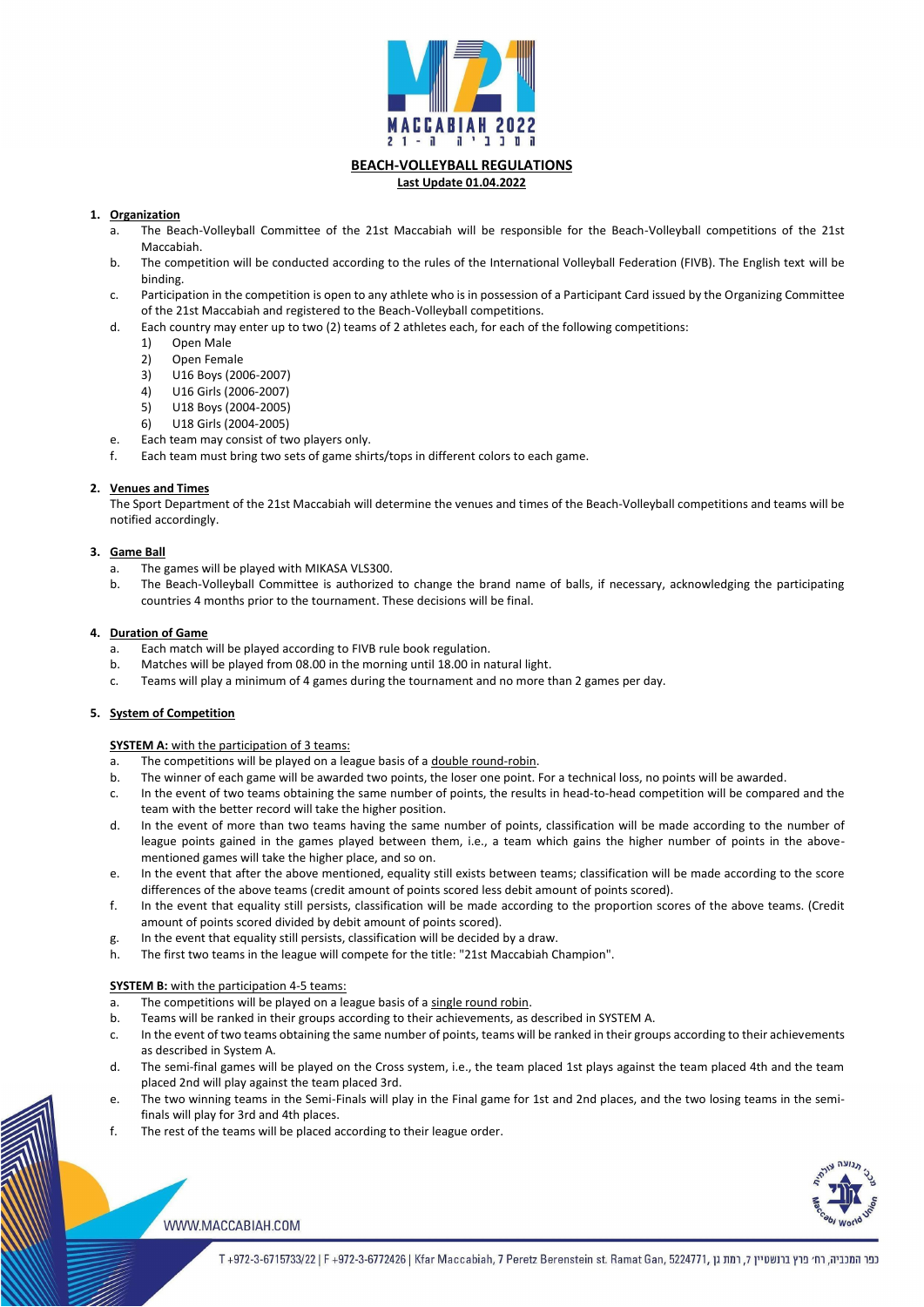# BEACH-VOLLEYBALL REGULATIONS

**Last Update 01.04.2022**

## 1. Organization

a. The Beach-Volleyball Committee of the 21st Maccabiah will be responsible for the Beach-Volleyball competitions of the 21st Maccabiah.

b. The competition will be conducted according to the rules of the International Volleyball Federation (FIVB). The English text will be binding.

c. Participation in the competition is open to any athlete who is in possession of a Participant Card issued by the Organizing Committee of the 21st Maccabiah and registered to the Beach-Volleyball competitions.

d. Each country may enter up to two (2) teams of 2 athletes each, for each of the following competitions:
   1) Open Male
   2) Open Female
   3) U16 Boys (2006-2007)
   4) U16 Girls (2006-2007)
   5) U18 Boys (2004-2005)
   6) U18 Girls (2004-2005)

e. Each team may consist of two players only.

f. Each team must bring two sets of game shirts/tops in different colors to each game.

## 2. Venues and Times

The Sport Department of the 21st Maccabiah will determine the venues and times of the Beach-Volleyball competitions and teams will be notified accordingly.

## 3. Game Ball

a. The games will be played with MIKASA VLS300.

b. The Beach-Volleyball Committee is authorized to change the brand name of balls, if necessary, acknowledging the participating countries 4 months prior to the tournament. These decisions will be final.

## 4. Duration of Game

a. Each match will be played according to FIVB rule book regulation.

b. Matches will be played from 08.00 in the morning until 18.00 in natural light.

c. Teams will play a minimum of 4 games during the tournament and no more than 2 games per day.

## 5. System of Competition

**SYSTEM A:** with the participation of 3 teams:

a. The competitions will be played on a league basis of a double round-robin.

b. The winner of each game will be awarded two points, the loser one point. For a technical loss, no points will be awarded.

c. In the event of two teams obtaining the same number of points, the results in head-to-head competition will be compared and the team with the better record will take the higher position.

d. In the event of more than two teams having the same number of points, classification will be made according to the number of league points gained in the games played between them, i.e., a team which gains the higher number of points in the above-mentioned games will take the higher place, and so on.

e. In the event that after the above mentioned, equality still exists between teams; classification will be made according to the score differences of the above teams (credit amount of points scored less debit amount of points scored).

f. In the event that equality still persists, classification will be made according to the proportion scores of the above teams. (Credit amount of points scored divided by debit amount of points scored).

g. In the event that equality still persists, classification will be decided by a draw.

h. The first two teams in the league will compete for the title: "21st Maccabiah Champion".

**SYSTEM B:** with the participation 4-5 teams:

a. The competitions will be played on a league basis of a single round robin.

b. Teams will be ranked in their groups according to their achievements, as described in SYSTEM A.

c. In the event of two teams obtaining the same number of points, teams will be ranked in their groups according to their achievements as described in System A.

d. The semi-final games will be played on the Cross system, i.e., the team placed 1st plays against the team placed 4th and the team placed 2nd will play against the team placed 3rd.

e. The two winning teams in the Semi-Finals will play in the Final game for 1st and 2nd places, and the two losing teams in the semi-finals will play for 3rd and 4th places.

f. The rest of the teams will be placed according to their league order.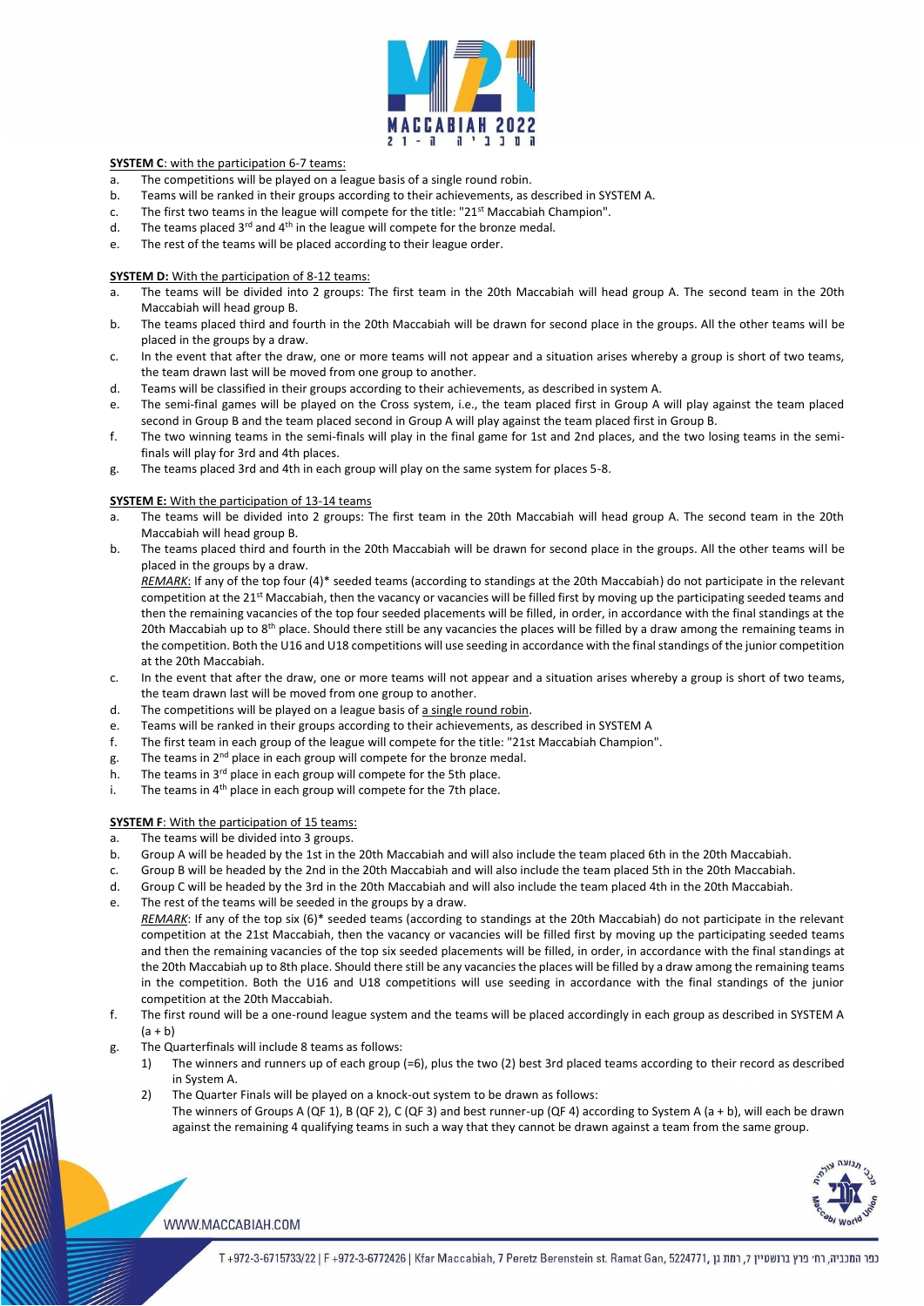**SYSTEM C**: with the participation 6-7 teams:

a. The competitions will be played on a league basis of a single round robin.
b. Teams will be ranked in their groups according to their achievements, as described in SYSTEM A.
c. The first two teams in the league will compete for the title: "21st Maccabiah Champion".
d. The teams placed 3rd and 4th in the league will compete for the bronze medal.
e. The rest of the teams will be placed according to their league order.

**SYSTEM D:** With the participation of 8-12 teams:

a. The teams will be divided into 2 groups: The first team in the 20th Maccabiah will head group A. The second team in the 20th Maccabiah will head group B.
b. The teams placed third and fourth in the 20th Maccabiah will be drawn for second place in the groups. All the other teams will be placed in the groups by a draw.
c. In the event that after the draw, one or more teams will not appear and a situation arises whereby a group is short of two teams, the team drawn last will be moved from one group to another.
d. Teams will be classified in their groups according to their achievements, as described in system A.
e. The semi-final games will be played on the Cross system, i.e., the team placed first in Group A will play against the team placed second in Group B and the team placed second in Group A will play against the team placed first in Group B.
f. The two winning teams in the semi-finals will play in the final game for 1st and 2nd places, and the two losing teams in the semi-finals will play for 3rd and 4th places.
g. The teams placed 3rd and 4th in each group will play on the same system for places 5-8.

**SYSTEM E:** With the participation of 13-14 teams

a. The teams will be divided into 2 groups: The first team in the 20th Maccabiah will head group A. The second team in the 20th Maccabiah will head group B.
b. The teams placed third and fourth in the 20th Maccabiah will be drawn for second place in the groups. All the other teams will be placed in the groups by a draw.

   *REMARK*: If any of the top four (4)* seeded teams (according to standings at the 20th Maccabiah) do not participate in the relevant competition at the 21st Maccabiah, then the vacancy or vacancies will be filled first by moving up the participating seeded teams and then the remaining vacancies of the top four seeded placements will be filled, in order, in accordance with the final standings at the 20th Maccabiah up to 8th place. Should there still be any vacancies the places will be filled by a draw among the remaining teams in the competition. Both the U16 and U18 competitions will use seeding in accordance with the final standings of the junior competition at the 20th Maccabiah.
c. In the event that after the draw, one or more teams will not appear and a situation arises whereby a group is short of two teams, the team drawn last will be moved from one group to another.
d. The competitions will be played on a league basis of a single round robin.
e. Teams will be ranked in their groups according to their achievements, as described in SYSTEM A
f. The first team in each group of the league will compete for the title: "21st Maccabiah Champion".
g. The teams in 2nd place in each group will compete for the bronze medal.
h. The teams in 3rd place in each group will compete for the 5th place.
i. The teams in 4th place in each group will compete for the 7th place.

**SYSTEM F**: With the participation of 15 teams:

a. The teams will be divided into 3 groups.
b. Group A will be headed by the 1st in the 20th Maccabiah and will also include the team placed 6th in the 20th Maccabiah.
c. Group B will be headed by the 2nd in the 20th Maccabiah and will also include the team placed 5th in the 20th Maccabiah.
d. Group C will be headed by the 3rd in the 20th Maccabiah and will also include the team placed 4th in the 20th Maccabiah.
e. The rest of the teams will be seeded in the groups by a draw.

   *REMARK*: If any of the top six (6)* seeded teams (according to standings at the 20th Maccabiah) do not participate in the relevant competition at the 21st Maccabiah, then the vacancy or vacancies will be filled first by moving up the participating seeded teams and then the remaining vacancies of the top six seeded placements will be filled, in order, in accordance with the final standings at the 20th Maccabiah up to 8th place. Should there still be any vacancies the places will be filled by a draw among the remaining teams in the competition. Both the U16 and U18 competitions will use seeding in accordance with the final standings of the junior competition at the 20th Maccabiah.
f. The first round will be a one-round league system and the teams will be placed accordingly in each group as described in SYSTEM A (a + b)
g. The Quarterfinals will include 8 teams as follows:
   1) The winners and runners up of each group (=6), plus the two (2) best 3rd placed teams according to their record as described in System A.
   2) The Quarter Finals will be played on a knock-out system to be drawn as follows:
      The winners of Groups A (QF 1), B (QF 2), C (QF 3) and best runner-up (QF 4) according to System A (a + b), will each be drawn against the remaining 4 qualifying teams in such a way that they cannot be drawn against a team from the same group.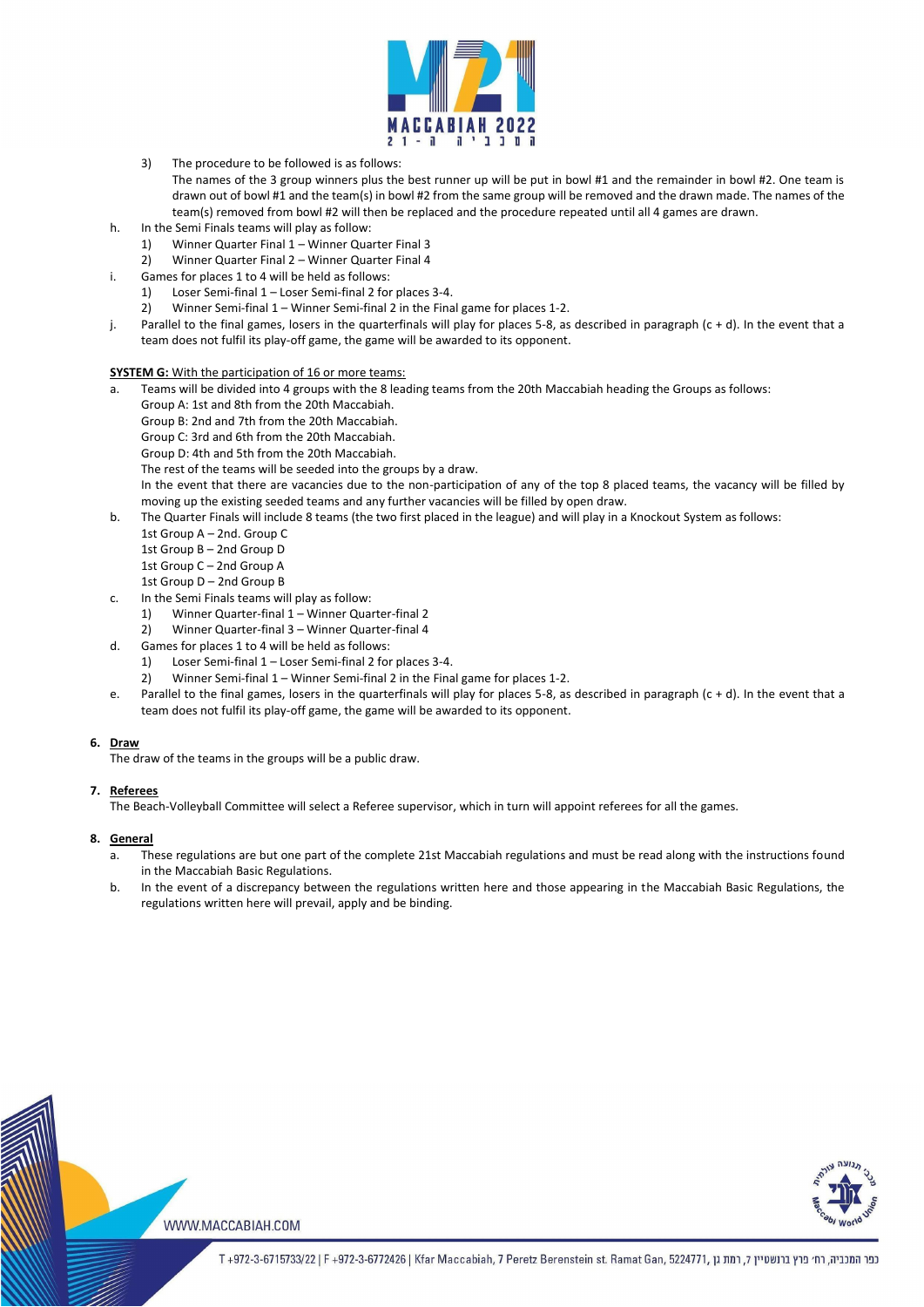3) The procedure to be followed is as follows:
   The names of the 3 group winners plus the best runner up will be put in bowl #1 and the remainder in bowl #2. One team is drawn out of bowl #1 and the team(s) in bowl #2 from the same group will be removed and the drawn made. The names of the team(s) removed from bowl #2 will then be replaced and the procedure repeated until all 4 games are drawn.

h. In the Semi Finals teams will play as follow:
   1) Winner Quarter Final 1 – Winner Quarter Final 3
   2) Winner Quarter Final 2 – Winner Quarter Final 4

i. Games for places 1 to 4 will be held as follows:
   1) Loser Semi-final 1 – Loser Semi-final 2 for places 3-4.
   2) Winner Semi-final 1 – Winner Semi-final 2 in the Final game for places 1-2.

j. Parallel to the final games, losers in the quarterfinals will play for places 5-8, as described in paragraph (c + d). In the event that a team does not fulfil its play-off game, the game will be awarded to its opponent.

**SYSTEM G:** With the participation of 16 or more teams:

a. Teams will be divided into 4 groups with the 8 leading teams from the 20th Maccabiah heading the Groups as follows:
   Group A: 1st and 8th from the 20th Maccabiah.
   Group B: 2nd and 7th from the 20th Maccabiah.
   Group C: 3rd and 6th from the 20th Maccabiah.
   Group D: 4th and 5th from the 20th Maccabiah.
   The rest of the teams will be seeded into the groups by a draw.
   In the event that there are vacancies due to the non-participation of any of the top 8 placed teams, the vacancy will be filled by moving up the existing seeded teams and any further vacancies will be filled by open draw.

b. The Quarter Finals will include 8 teams (the two first placed in the league) and will play in a Knockout System as follows:
   1st Group A – 2nd. Group C
   1st Group B – 2nd Group D
   1st Group C – 2nd Group A
   1st Group D – 2nd Group B

c. In the Semi Finals teams will play as follow:
   1) Winner Quarter-final 1 – Winner Quarter-final 2
   2) Winner Quarter-final 3 – Winner Quarter-final 4

d. Games for places 1 to 4 will be held as follows:
   1) Loser Semi-final 1 – Loser Semi-final 2 for places 3-4.
   2) Winner Semi-final 1 – Winner Semi-final 2 in the Final game for places 1-2.

e. Parallel to the final games, losers in the quarterfinals will play for places 5-8, as described in paragraph (c + d). In the event that a team does not fulfil its play-off game, the game will be awarded to its opponent.

## 6. Draw

The draw of the teams in the groups will be a public draw.

## 7. Referees

The Beach-Volleyball Committee will select a Referee supervisor, which in turn will appoint referees for all the games.

## 8. General

a. These regulations are but one part of the complete 21st Maccabiah regulations and must be read along with the instructions found in the Maccabiah Basic Regulations.

b. In the event of a discrepancy between the regulations written here and those appearing in the Maccabiah Basic Regulations, the regulations written here will prevail, apply and be binding.